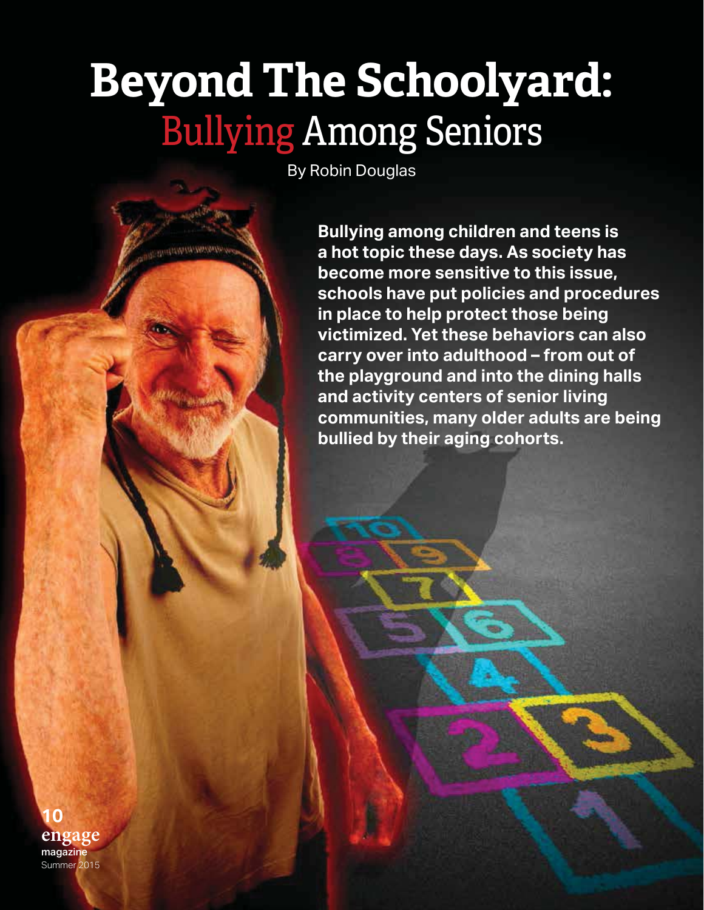# Beyond The Schoolyard: Bullying Among Seniors

By Robin Douglas

**Bullying among children and teens is a hot topic these days. As society has become more sensitive to this issue, schools have put policies and procedures in place to help protect those being victimized. Yet these behaviors can also carry over into adulthood – from out of the playground and into the dining halls and activity centers of senior living communities, many older adults are being bullied by their aging cohorts.**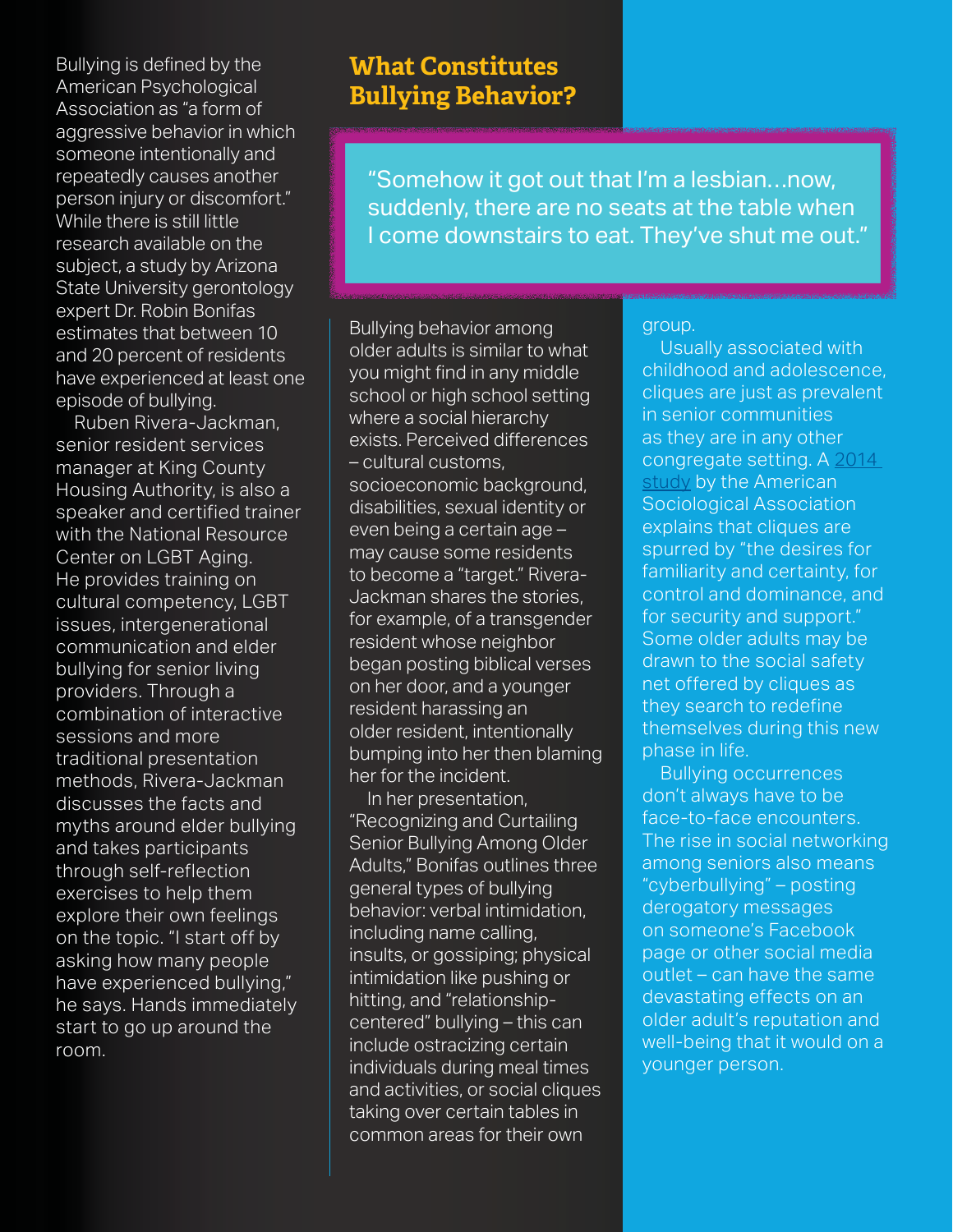Bullying is defined by the American Psychological Association as "a form of aggressive behavior in which someone intentionally and repeatedly causes another person injury or discomfort." While there is still little research available on the subject, a study by Arizona State University gerontology expert Dr. Robin Bonifas estimates that between 10 and 20 percent of residents have experienced at least one episode of bullying.

Ruben Rivera-Jackman, senior resident services manager at King County Housing Authority, is also a speaker and certified trainer with the National Resource Center on LGBT Aging. He provides training on cultural competency, LGBT issues, intergenerational communication and elder bullying for senior living providers. Through a combination of interactive sessions and more traditional presentation methods, Rivera-Jackman discusses the facts and myths around elder bullying and takes participants through self-reflection exercises to help them explore their own feelings on the topic. "I start off by asking how many people have experienced bullying," he says. Hands immediately start to go up around the room.

## What Constitutes Bullying Behavior?

> "Somehow it got out that I'm a lesbian…now, suddenly, there are no seats at the table when I come downstairs to eat. They've shut me out."

Bullying behavior among older adults is similar to what you might find in any middle school or high school setting where a social hierarchy exists. Perceived differences – cultural customs, socioeconomic background, disabilities, sexual identity or even being a certain age – may cause some residents to become a "target." Rivera-Jackman shares the stories, for example, of a transgender resident whose neighbor began posting biblical verses on her door, and a younger resident harassing an older resident, intentionally bumping into her then blaming her for the incident.

In her presentation, "Recognizing and Curtailing Senior Bullying Among Older Adults," Bonifas outlines three general types of bullying behavior: verbal intimidation, including name calling, insults, or gossiping; physical intimidation like pushing or hitting, and "relationship-centered" bullying – this can include ostracizing certain individuals during meal times and activities, or social cliques taking over certain tables in common areas for their own group.

Usually associated with childhood and adolescence, cliques are just as prevalent in senior communities as they are in any other congregate setting. A 2014 study by the American Sociological Association explains that cliques are spurred by "the desires for familiarity and certainty, for control and dominance, and for security and support." Some older adults may be drawn to the social safety net offered by cliques as they search to redefine themselves during this new phase in life.

Bullying occurrences don't always have to be face-to-face encounters. The rise in social networking among seniors also means "cyberbullying" – posting derogatory messages on someone's Facebook page or other social media outlet – can have the same devastating effects on an older adult's reputation and well-being that it would on a younger person.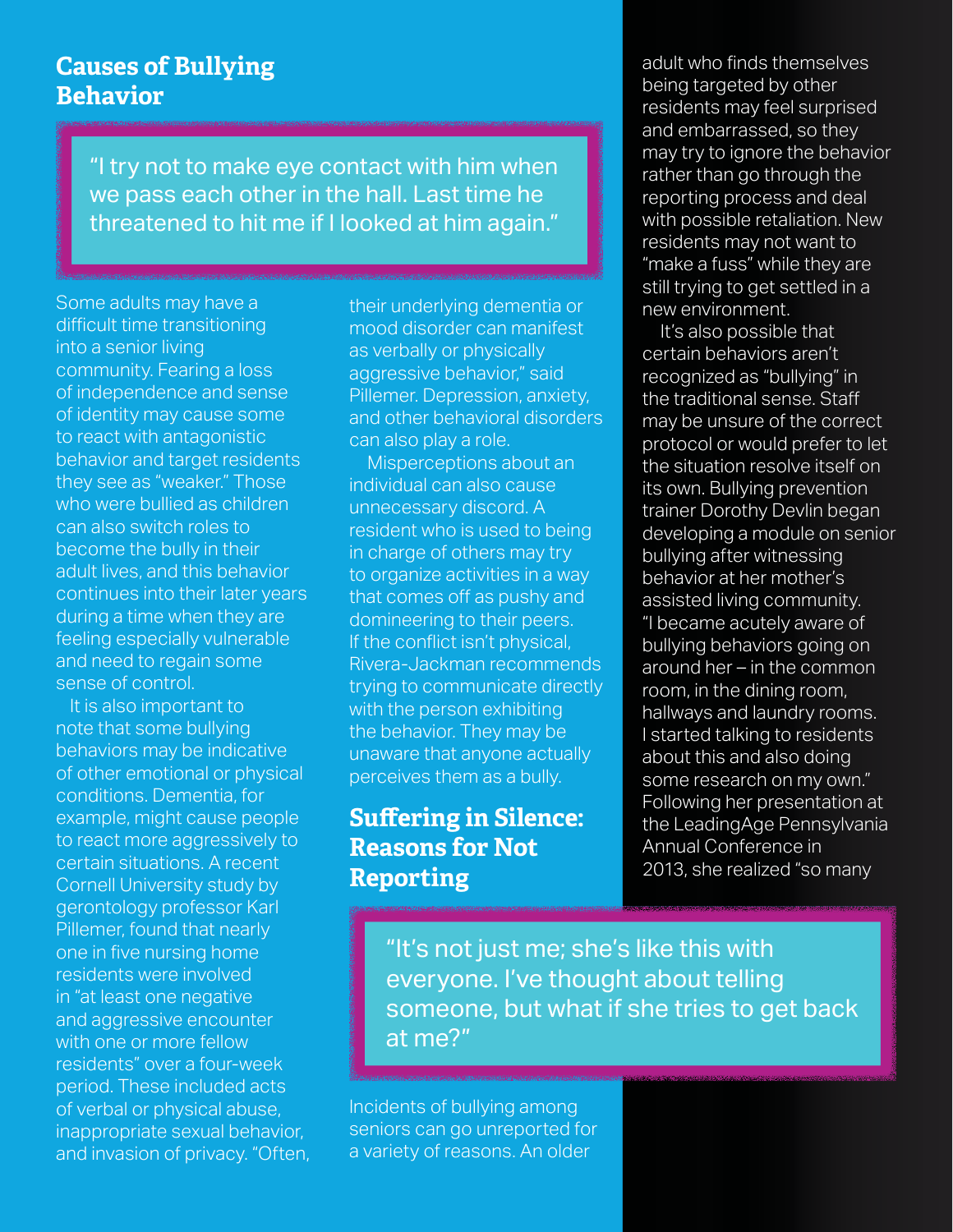## Causes of Bullying Behavior

> "I try not to make eye contact with him when we pass each other in the hall. Last time he threatened to hit me if I looked at him again."

Some adults may have a difficult time transitioning into a senior living community. Fearing a loss of independence and sense of identity may cause some to react with antagonistic behavior and target residents they see as "weaker." Those who were bullied as children can also switch roles to become the bully in their adult lives, and this behavior continues into their later years during a time when they are feeling especially vulnerable and need to regain some sense of control.

It is also important to note that some bullying behaviors may be indicative of other emotional or physical conditions. Dementia, for example, might cause people to react more aggressively to certain situations. A recent Cornell University study by gerontology professor Karl Pillemer, found that nearly one in five nursing home residents were involved in "at least one negative and aggressive encounter with one or more fellow residents" over a four-week period. These included acts of verbal or physical abuse, inappropriate sexual behavior, and invasion of privacy. "Often, their underlying dementia or mood disorder can manifest as verbally or physically aggressive behavior," said Pillemer. Depression, anxiety, and other behavioral disorders can also play a role.

Misperceptions about an individual can also cause unnecessary discord. A resident who is used to being in charge of others may try to organize activities in a way that comes off as pushy and domineering to their peers. If the conflict isn't physical, Rivera-Jackman recommends trying to communicate directly with the person exhibiting the behavior. They may be unaware that anyone actually perceives them as a bully.

## Suffering in Silence: Reasons for Not Reporting

Incidents of bullying among seniors can go unreported for a variety of reasons. An older adult who finds themselves being targeted by other residents may feel surprised and embarrassed, so they may try to ignore the behavior rather than go through the reporting process and deal with possible retaliation. New residents may not want to "make a fuss" while they are still trying to get settled in a new environment.

It's also possible that certain behaviors aren't recognized as "bullying" in the traditional sense. Staff may be unsure of the correct protocol or would prefer to let the situation resolve itself on its own. Bullying prevention trainer Dorothy Devlin began developing a module on senior bullying after witnessing behavior at her mother's assisted living community. "I became acutely aware of bullying behaviors going on around her – in the common room, in the dining room, hallways and laundry rooms. I started talking to residents about this and also doing some research on my own." Following her presentation at the LeadingAge Pennsylvania Annual Conference in 2013, she realized "so many

> "It's not just me; she's like this with everyone. I've thought about telling someone, but what if she tries to get back at me?"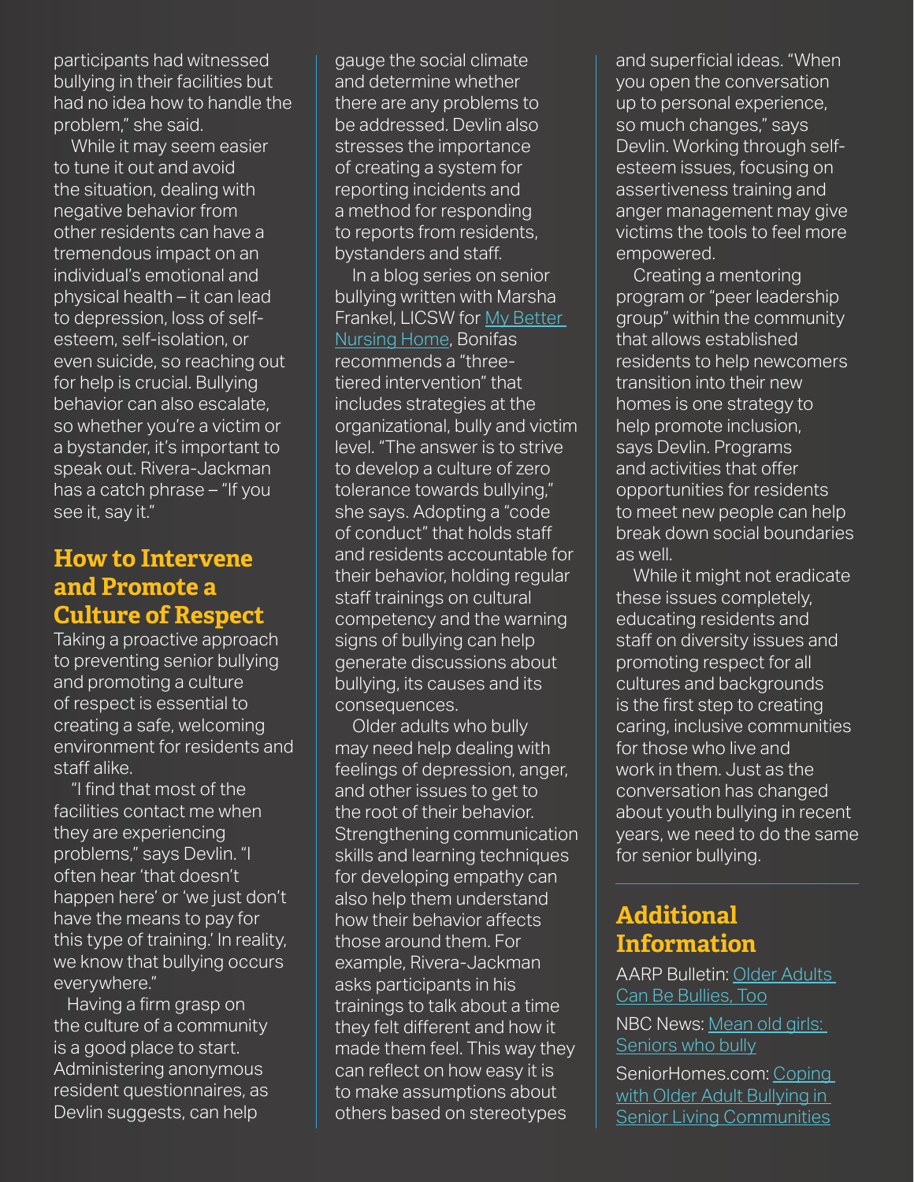participants had witnessed bullying in their facilities but had no idea how to handle the problem," she said.

While it may seem easier to tune it out and avoid the situation, dealing with negative behavior from other residents can have a tremendous impact on an individual's emotional and physical health – it can lead to depression, loss of self-esteem, self-isolation, or even suicide, so reaching out for help is crucial. Bullying behavior can also escalate, so whether you're a victim or a bystander, it's important to speak out. Rivera-Jackman has a catch phrase – "If you see it, say it."

## How to Intervene and Promote a Culture of Respect

Taking a proactive approach to preventing senior bullying and promoting a culture of respect is essential to creating a safe, welcoming environment for residents and staff alike.

"I find that most of the facilities contact me when they are experiencing problems," says Devlin. "I often hear 'that doesn't happen here' or 'we just don't have the means to pay for this type of training.' In reality, we know that bullying occurs everywhere."

Having a firm grasp on the culture of a community is a good place to start. Administering anonymous resident questionnaires, as Devlin suggests, can help gauge the social climate and determine whether there are any problems to be addressed. Devlin also stresses the importance of creating a system for reporting incidents and a method for responding to reports from residents, bystanders and staff.

In a blog series on senior bullying written with Marsha Frankel, LICSW for [My Better Nursing Home](), Bonifas recommends a "three-tiered intervention" that includes strategies at the organizational, bully and victim level. "The answer is to strive to develop a culture of zero tolerance towards bullying," she says. Adopting a "code of conduct" that holds staff and residents accountable for their behavior, holding regular staff trainings on cultural competency and the warning signs of bullying can help generate discussions about bullying, its causes and its consequences.

Older adults who bully may need help dealing with feelings of depression, anger, and other issues to get to the root of their behavior. Strengthening communication skills and learning techniques for developing empathy can also help them understand how their behavior affects those around them. For example, Rivera-Jackman asks participants in his trainings to talk about a time they felt different and how it made them feel. This way they can reflect on how easy it is to make assumptions about others based on stereotypes and superficial ideas. "When you open the conversation up to personal experience, so much changes," says Devlin. Working through self-esteem issues, focusing on assertiveness training and anger management may give victims the tools to feel more empowered.

Creating a mentoring program or "peer leadership group" within the community that allows established residents to help newcomers transition into their new homes is one strategy to help promote inclusion, says Devlin. Programs and activities that offer opportunities for residents to meet new people can help break down social boundaries as well.

While it might not eradicate these issues completely, educating residents and staff on diversity issues and promoting respect for all cultures and backgrounds is the first step to creating caring, inclusive communities for those who live and work in them. Just as the conversation has changed about youth bullying in recent years, we need to do the same for senior bullying.

---

## Additional Information

AARP Bulletin: [Older Adults Can Be Bullies, Too]()

NBC News: [Mean old girls: Seniors who bully]()

SeniorHomes.com: [Coping with Older Adult Bullying in Senior Living Communities]()